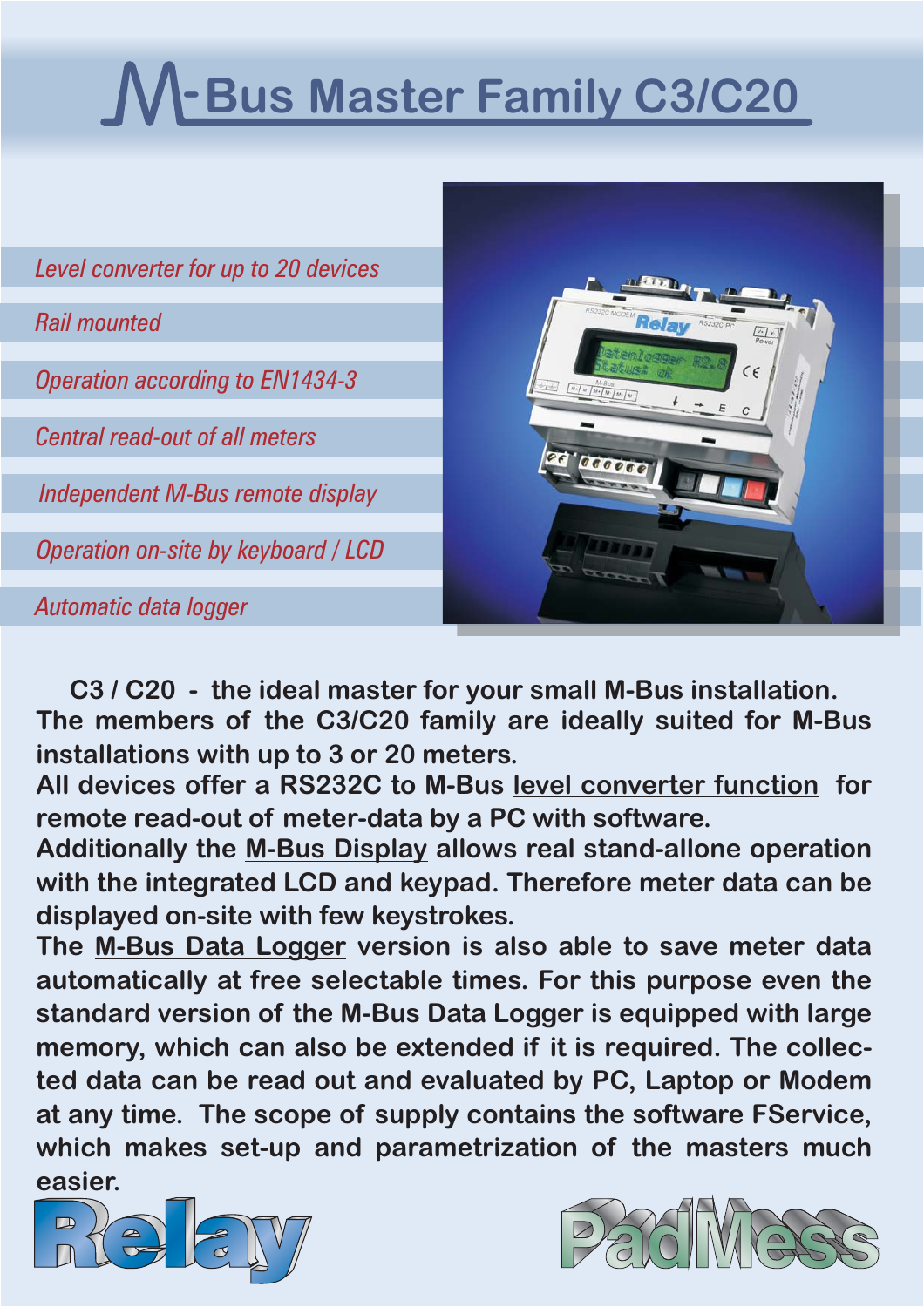# M-Bus Master Family C3/C20

*Level converter for up to 20 devices*

*Rail mounted*

*Operation according to EN1434-3*

*Central read-out of all meters*

*Independent M-Bus remote display*

*Operation on-site by keyboard / LCD*

*Automatic data logger*

**C3 / C20 - the ideal master for your small M-Bus installation.**
**The members of the C3/C20 family are ideally suited for M-Bus installations with up to 3 or 20 meters.**
**All devices offer a RS232C to M-Bus level converter function for remote read-out of meter-data by a PC with software.**
**Additionally the M-Bus Display allows real stand-allone operation with the integrated LCD and keypad. Therefore meter data can be displayed on-site with few keystrokes.**
**The M-Bus Data Logger version is also able to save meter data automatically at free selectable times. For this purpose even the standard version of the M-Bus Data Logger is equipped with large memory, which can also be extended if it is required. The collected data can be read out and evaluated by PC, Laptop or Modem at any time. The scope of supply contains the software FService, which makes set-up and parametrization of the masters much easier.**

Relay

PadMess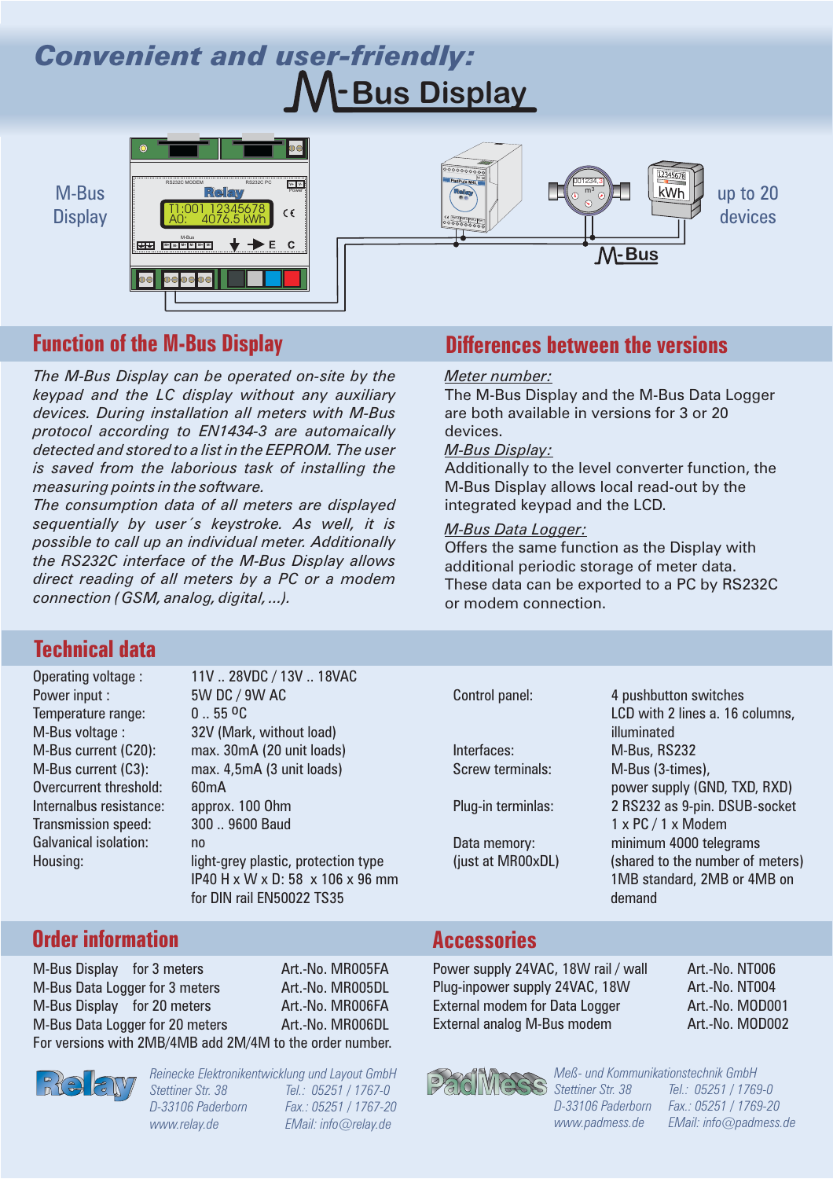# Convenient and user-friendly:

# M-Bus Display

M-Bus Display

up to 20 devices

M-Bus

## Function of the M-Bus Display

*The M-Bus Display can be operated on-site by the keypad and the LC display without any auxiliary devices. During installation all meters with M-Bus protocol according to EN1434-3 are automaically detected and stored to a list in the EEPROM. The user is saved from the laborious task of installing the measuring points in the software.*
*The consumption data of all meters are displayed sequentially by user´s keystroke. As well, it is possible to call up an individual meter. Additionally the RS232C interface of the M-Bus Display allows direct reading of all meters by a PC or a modem connection (GSM, analog, digital, ...).*

## Differences between the versions

*Meter number:*
The M-Bus Display and the M-Bus Data Logger are both available in versions for 3 or 20 devices.
*M-Bus Display:*
Additionally to the level converter function, the M-Bus Display allows local read-out by the integrated keypad and the LCD.
*M-Bus Data Logger:*
Offers the same function as the Display with additional periodic storage of meter data. These data can be exported to a PC by RS232C or modem connection.

## Technical data

| | |
|---|---|
| Operating voltage : | 11V .. 28VDC / 13V .. 18VAC |
| Power input : | 5W DC / 9W AC |
| Temperature range: | 0 .. 55 °C |
| M-Bus voltage : | 32V (Mark, without load) |
| M-Bus current (C20): | max. 30mA (20 unit loads) |
| M-Bus current (C3): | max. 4,5mA (3 unit loads) |
| Overcurrent threshold: | 60mA |
| Internalbus resistance: | approx. 100 Ohm |
| Transmission speed: | 300 .. 9600 Baud |
| Galvanical isolation: | no |
| Housing: | light-grey plastic, protection type IP40 H x W x D: 58 x 106 x 96 mm for DIN rail EN50022 TS35 |
| Control panel: | 4 pushbutton switches LCD with 2 lines a. 16 columns, illuminated |
| Interfaces: | M-Bus, RS232 |
| Screw terminals: | M-Bus (3-times), power supply (GND, TXD, RXD) |
| Plug-in terminlas: | 2 RS232 as 9-pin. DSUB-socket 1 x PC / 1 x Modem |
| Data memory: (just at MR00xDL) | minimum 4000 telegrams (shared to the number of meters) 1MB standard, 2MB or 4MB on demand |

## Order information

| | |
|---|---|
| M-Bus Display for 3 meters | Art.-No. MR005FA |
| M-Bus Data Logger for 3 meters | Art.-No. MR005DL |
| M-Bus Display for 20 meters | Art.-No. MR006FA |
| M-Bus Data Logger for 20 meters | Art.-No. MR006DL |

For versions with 2MB/4MB add 2M/4M to the order number.

## Accessories

| | |
|---|---|
| Power supply 24VAC, 18W rail / wall | Art.-No. NT006 |
| Plug-inpower supply 24VAC, 18W | Art.-No. NT004 |
| External modem for Data Logger | Art.-No. MOD001 |
| External analog M-Bus modem | Art.-No. MOD002 |

Relay
*Reinecke Elektronikentwicklung und Layout GmbH*
*Stettiner Str. 38* — *Tel.: 05251 / 1767-0*
*D-33106 Paderborn* — *Fax.: 05251 / 1767-20*
*www.relay.de* — *EMail: info@relay.de*

PadMess
*Meß- und Kommunikationstechnik GmbH*
*Stettiner Str. 38* — *Tel.: 05251 / 1769-0*
*D-33106 Paderborn* — *Fax.: 05251 / 1769-20*
*www.padmess.de* — *EMail: info@padmess.de*